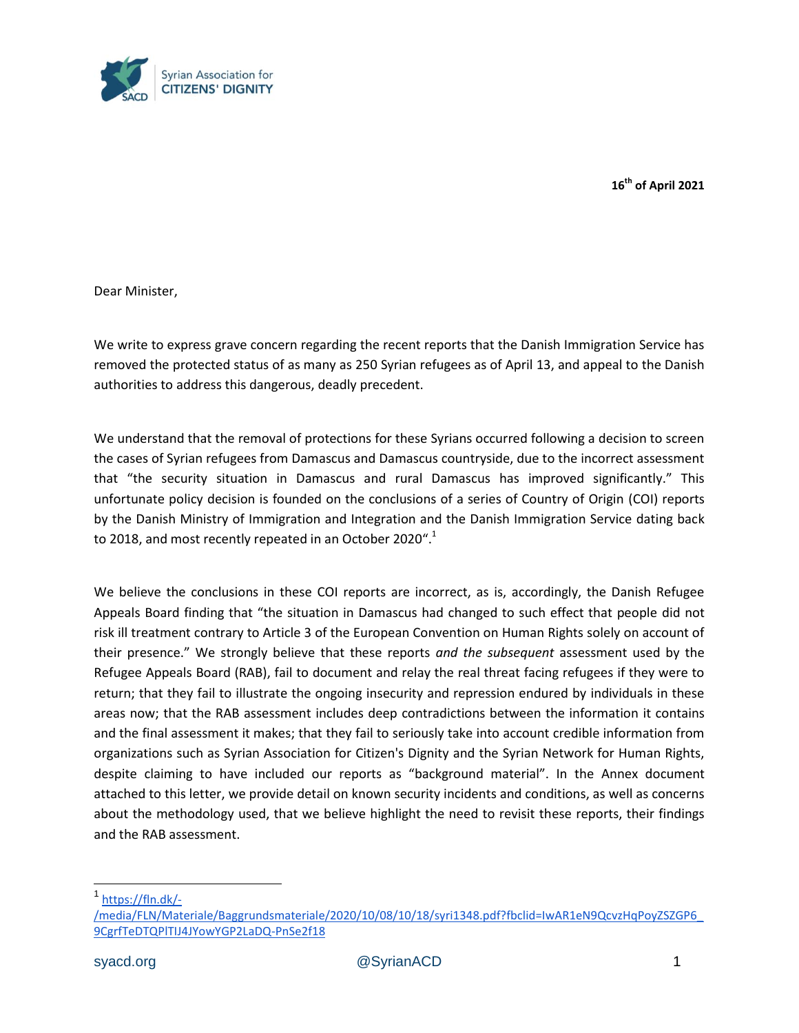Syrian Association for CITIZENS' DIGNITY

**16th of April 2021**

Dear Minister,

We write to express grave concern regarding the recent reports that the Danish Immigration Service has removed the protected status of as many as 250 Syrian refugees as of April 13, and appeal to the Danish authorities to address this dangerous, deadly precedent.

We understand that the removal of protections for these Syrians occurred following a decision to screen the cases of Syrian refugees from Damascus and Damascus countryside, due to the incorrect assessment that "the security situation in Damascus and rural Damascus has improved significantly." This unfortunate policy decision is founded on the conclusions of a series of Country of Origin (COI) reports by the Danish Ministry of Immigration and Integration and the Danish Immigration Service dating back to 2018, and most recently repeated in an October 2020".[1]

We believe the conclusions in these COI reports are incorrect, as is, accordingly, the Danish Refugee Appeals Board finding that "the situation in Damascus had changed to such effect that people did not risk ill treatment contrary to Article 3 of the European Convention on Human Rights solely on account of their presence." We strongly believe that these reports *and the subsequent* assessment used by the Refugee Appeals Board (RAB), fail to document and relay the real threat facing refugees if they were to return; that they fail to illustrate the ongoing insecurity and repression endured by individuals in these areas now; that the RAB assessment includes deep contradictions between the information it contains and the final assessment it makes; that they fail to seriously take into account credible information from organizations such as Syrian Association for Citizen's Dignity and the Syrian Network for Human Rights, despite claiming to have included our reports as "background material". In the Annex document attached to this letter, we provide detail on known security incidents and conditions, as well as concerns about the methodology used, that we believe highlight the need to revisit these reports, their findings and the RAB assessment.

[1] https://fln.dk/-/media/FLN/Materiale/Baggrundsmateriale/2020/10/08/10/18/syri1348.pdf?fbclid=IwAR1eN9QcvzHqPoyZSZGP6_9CgrfTeDTQPlTIJ4JYowYGP2LaDQ-PnSe2f18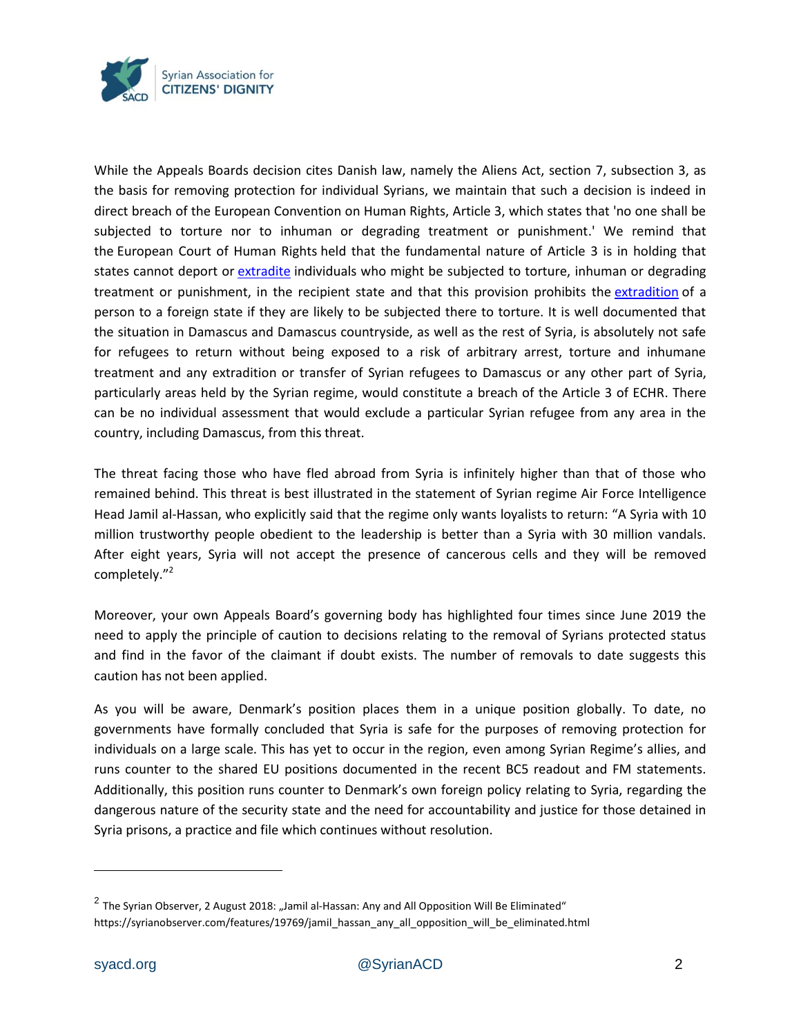While the Appeals Boards decision cites Danish law, namely the Aliens Act, section 7, subsection 3, as the basis for removing protection for individual Syrians, we maintain that such a decision is indeed in direct breach of the European Convention on Human Rights, Article 3, which states that 'no one shall be subjected to torture nor to inhuman or degrading treatment or punishment.' We remind that the European Court of Human Rights held that the fundamental nature of Article 3 is in holding that states cannot deport or extradite individuals who might be subjected to torture, inhuman or degrading treatment or punishment, in the recipient state and that this provision prohibits the extradition of a person to a foreign state if they are likely to be subjected there to torture. It is well documented that the situation in Damascus and Damascus countryside, as well as the rest of Syria, is absolutely not safe for refugees to return without being exposed to a risk of arbitrary arrest, torture and inhumane treatment and any extradition or transfer of Syrian refugees to Damascus or any other part of Syria, particularly areas held by the Syrian regime, would constitute a breach of the Article 3 of ECHR. There can be no individual assessment that would exclude a particular Syrian refugee from any area in the country, including Damascus, from this threat.

The threat facing those who have fled abroad from Syria is infinitely higher than that of those who remained behind. This threat is best illustrated in the statement of Syrian regime Air Force Intelligence Head Jamil al-Hassan, who explicitly said that the regime only wants loyalists to return: "A Syria with 10 million trustworthy people obedient to the leadership is better than a Syria with 30 million vandals. After eight years, Syria will not accept the presence of cancerous cells and they will be removed completely."[2]

Moreover, your own Appeals Board's governing body has highlighted four times since June 2019 the need to apply the principle of caution to decisions relating to the removal of Syrians protected status and find in the favor of the claimant if doubt exists. The number of removals to date suggests this caution has not been applied.

As you will be aware, Denmark's position places them in a unique position globally. To date, no governments have formally concluded that Syria is safe for the purposes of removing protection for individuals on a large scale. This has yet to occur in the region, even among Syrian Regime's allies, and runs counter to the shared EU positions documented in the recent BC5 readout and FM statements. Additionally, this position runs counter to Denmark's own foreign policy relating to Syria, regarding the dangerous nature of the security state and the need for accountability and justice for those detained in Syria prisons, a practice and file which continues without resolution.

---

[2] The Syrian Observer, 2 August 2018: „Jamil al-Hassan: Any and All Opposition Will Be Eliminated" https://syrianobserver.com/features/19769/jamil_hassan_any_all_opposition_will_be_eliminated.html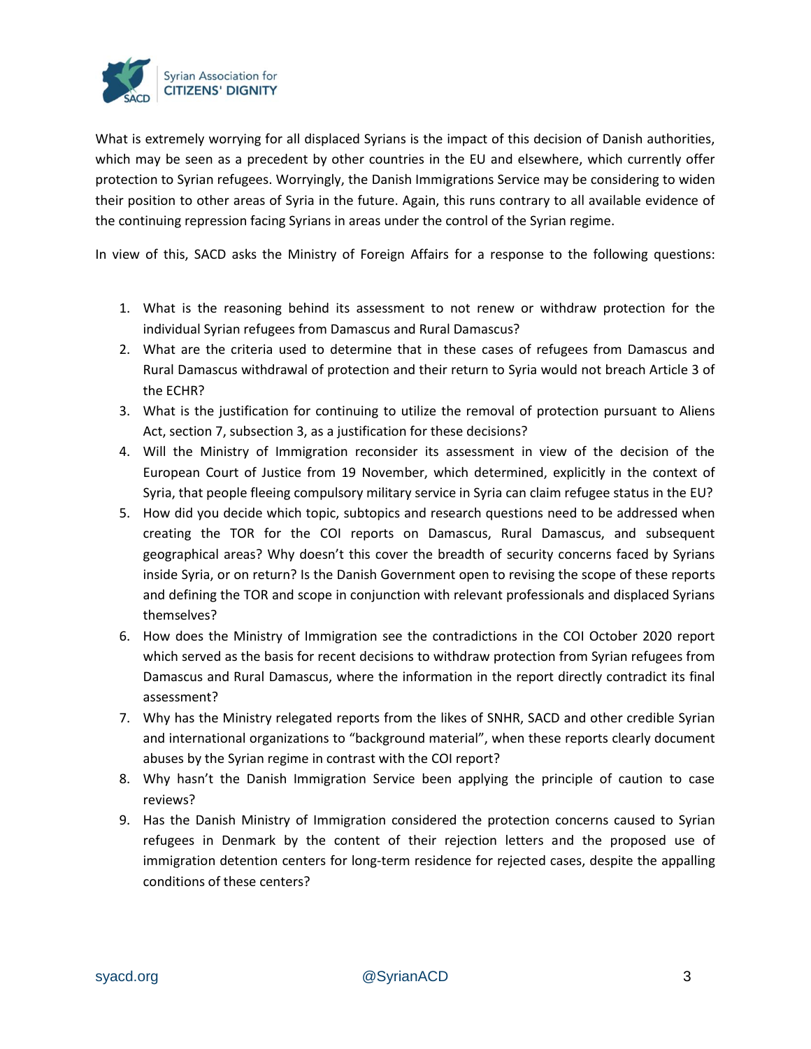What is extremely worrying for all displaced Syrians is the impact of this decision of Danish authorities, which may be seen as a precedent by other countries in the EU and elsewhere, which currently offer protection to Syrian refugees. Worryingly, the Danish Immigrations Service may be considering to widen their position to other areas of Syria in the future. Again, this runs contrary to all available evidence of the continuing repression facing Syrians in areas under the control of the Syrian regime.

In view of this, SACD asks the Ministry of Foreign Affairs for a response to the following questions:

1. What is the reasoning behind its assessment to not renew or withdraw protection for the individual Syrian refugees from Damascus and Rural Damascus?
2. What are the criteria used to determine that in these cases of refugees from Damascus and Rural Damascus withdrawal of protection and their return to Syria would not breach Article 3 of the ECHR?
3. What is the justification for continuing to utilize the removal of protection pursuant to Aliens Act, section 7, subsection 3, as a justification for these decisions?
4. Will the Ministry of Immigration reconsider its assessment in view of the decision of the European Court of Justice from 19 November, which determined, explicitly in the context of Syria, that people fleeing compulsory military service in Syria can claim refugee status in the EU?
5. How did you decide which topic, subtopics and research questions need to be addressed when creating the TOR for the COI reports on Damascus, Rural Damascus, and subsequent geographical areas? Why doesn't this cover the breadth of security concerns faced by Syrians inside Syria, or on return? Is the Danish Government open to revising the scope of these reports and defining the TOR and scope in conjunction with relevant professionals and displaced Syrians themselves?
6. How does the Ministry of Immigration see the contradictions in the COI October 2020 report which served as the basis for recent decisions to withdraw protection from Syrian refugees from Damascus and Rural Damascus, where the information in the report directly contradict its final assessment?
7. Why has the Ministry relegated reports from the likes of SNHR, SACD and other credible Syrian and international organizations to "background material", when these reports clearly document abuses by the Syrian regime in contrast with the COI report?
8. Why hasn't the Danish Immigration Service been applying the principle of caution to case reviews?
9. Has the Danish Ministry of Immigration considered the protection concerns caused to Syrian refugees in Denmark by the content of their rejection letters and the proposed use of immigration detention centers for long-term residence for rejected cases, despite the appalling conditions of these centers?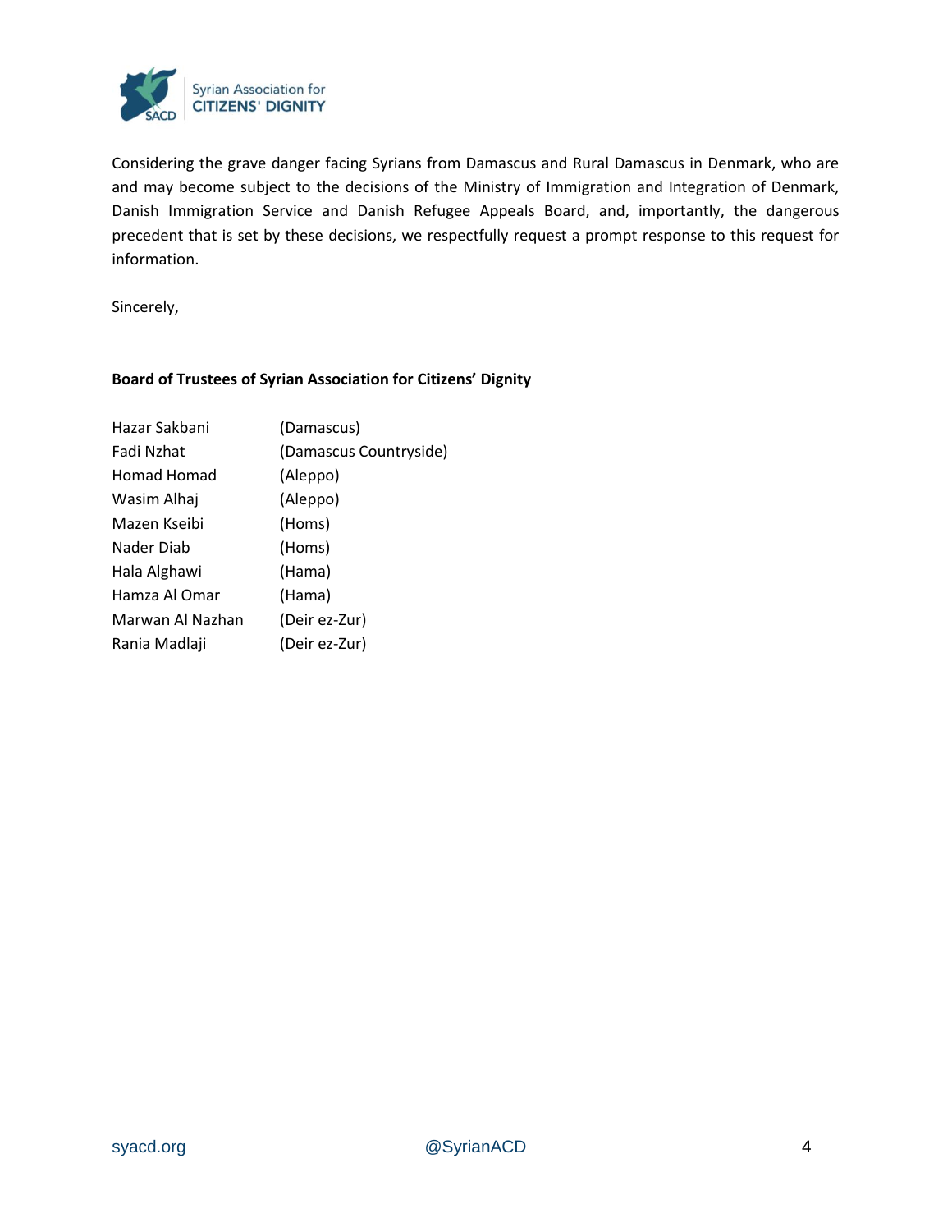Considering the grave danger facing Syrians from Damascus and Rural Damascus in Denmark, who are and may become subject to the decisions of the Ministry of Immigration and Integration of Denmark, Danish Immigration Service and Danish Refugee Appeals Board, and, importantly, the dangerous precedent that is set by these decisions, we respectfully request a prompt response to this request for information.

Sincerely,

**Board of Trustees of Syrian Association for Citizens' Dignity**

| | |
|---|---|
| Hazar Sakbani | (Damascus) |
| Fadi Nzhat | (Damascus Countryside) |
| Homad Homad | (Aleppo) |
| Wasim Alhaj | (Aleppo) |
| Mazen Kseibi | (Homs) |
| Nader Diab | (Homs) |
| Hala Alghawi | (Hama) |
| Hamza Al Omar | (Hama) |
| Marwan Al Nazhan | (Deir ez-Zur) |
| Rania Madlaji | (Deir ez-Zur) |